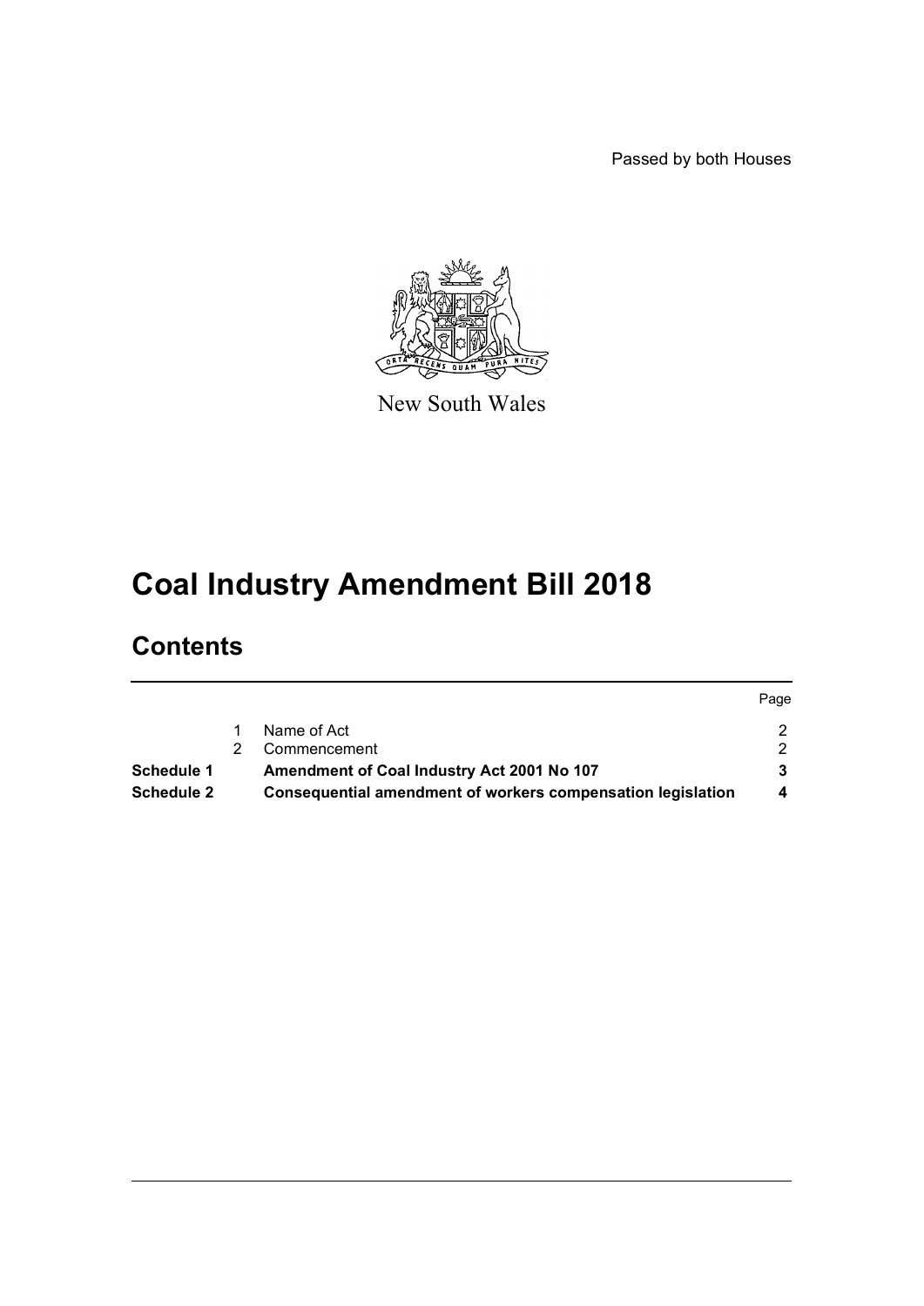Passed by both Houses

New South Wales

# Coal Industry Amendment Bill 2018

## Contents

| | | | Page |
|---|---|---|---|
| | 1 | Name of Act | 2 |
| | 2 | Commencement | 2 |
| **Schedule 1** | | **Amendment of Coal Industry Act 2001 No 107** | **3** |
| **Schedule 2** | | **Consequential amendment of workers compensation legislation** | **4** |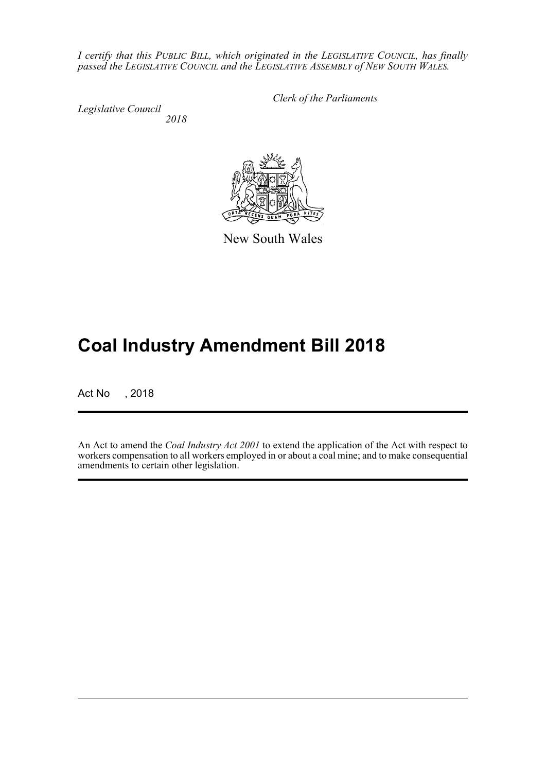*I certify that this PUBLIC BILL, which originated in the LEGISLATIVE COUNCIL, has finally passed the LEGISLATIVE COUNCIL and the LEGISLATIVE ASSEMBLY of NEW SOUTH WALES.*

*Clerk of the Parliaments*

*Legislative Council*
*2018*

New South Wales

# Coal Industry Amendment Bill 2018

Act No , 2018

An Act to amend the *Coal Industry Act 2001* to extend the application of the Act with respect to workers compensation to all workers employed in or about a coal mine; and to make consequential amendments to certain other legislation.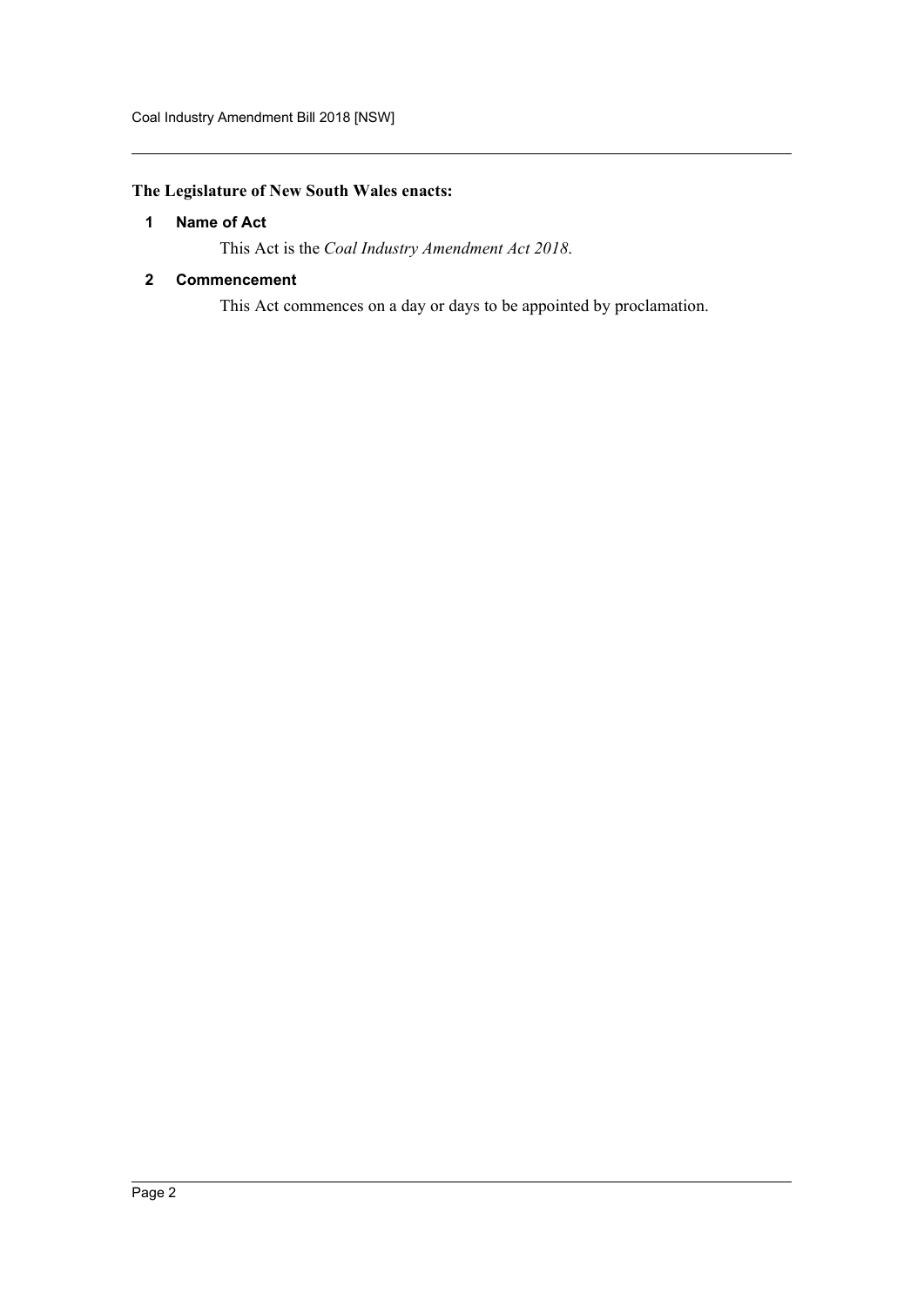**The Legislature of New South Wales enacts:**

### 1 Name of Act

This Act is the *Coal Industry Amendment Act 2018*.

### 2 Commencement

This Act commences on a day or days to be appointed by proclamation.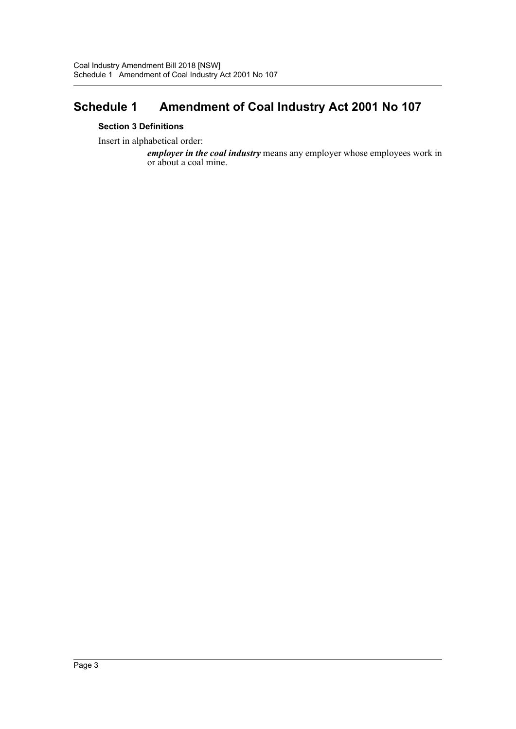# Schedule 1 Amendment of Coal Industry Act 2001 No 107

### Section 3 Definitions

Insert in alphabetical order:

> ***employer in the coal industry*** means any employer whose employees work in or about a coal mine.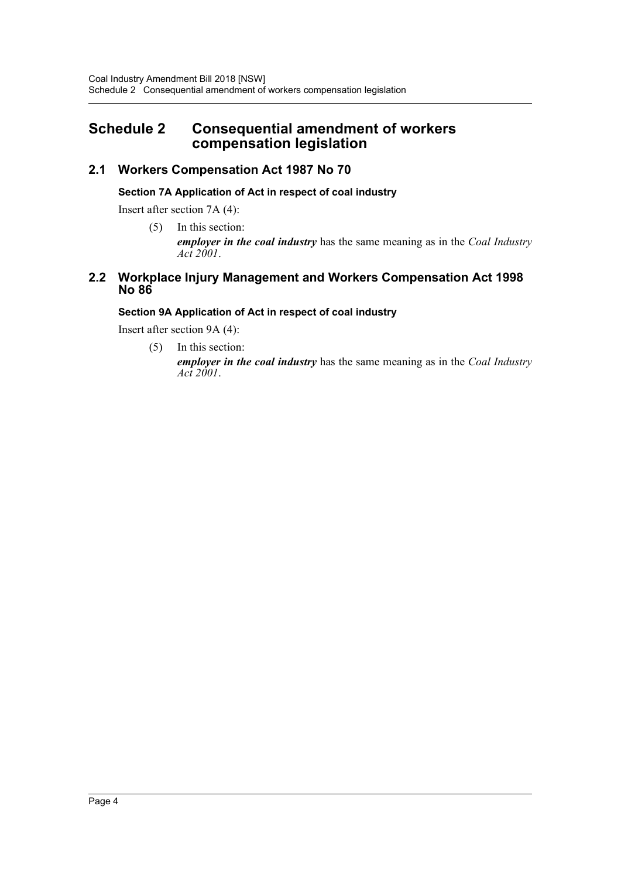# Schedule 2 Consequential amendment of workers compensation legislation

## 2.1 Workers Compensation Act 1987 No 70

### Section 7A Application of Act in respect of coal industry

Insert after section 7A (4):

(5) In this section:

***employer in the coal industry*** has the same meaning as in the *Coal Industry Act 2001*.

## 2.2 Workplace Injury Management and Workers Compensation Act 1998 No 86

### Section 9A Application of Act in respect of coal industry

Insert after section 9A (4):

(5) In this section:

***employer in the coal industry*** has the same meaning as in the *Coal Industry Act 2001*.